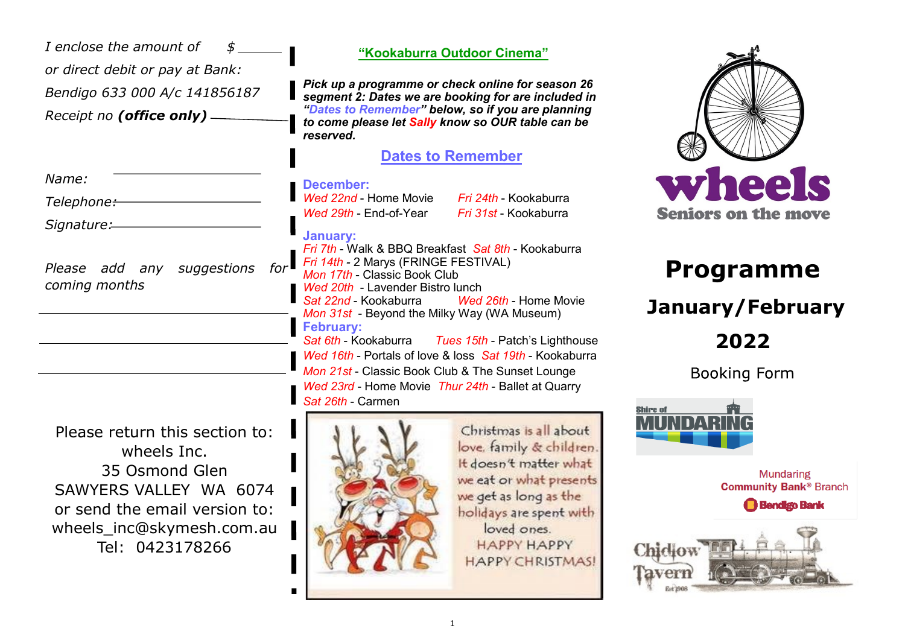*I enclose the amount of $ ______*

*or direct debit or pay at Bank:*

*Bendigo 633 000 A/c 141856187*

*Receipt no **(office only)** ______*

*Name:* ______

*Telephone:* ______

*Signature:* ______

*Please add any suggestions for coming months*

______

______

______

Please return this section to:
wheels Inc.
35 Osmond Glen
SAWYERS VALLEY WA 6074
or send the email version to:
wheels_inc@skymesh.com.au
Tel: 0423178266

## "Kookaburra Outdoor Cinema"

***Pick up a programme or check online for season 26 segment 2: Dates we are booking for are included in "Dates to Remember" below, so if you are planning to come please let Sally know so OUR table can be reserved.***

## Dates to Remember

**December:**

*Wed 22nd* - Home Movie
*Fri 24th* - Kookaburra
*Wed 29th* - End-of-Year
*Fri 31st* - Kookaburra

**January:**

*Fri 7th* - Walk & BBQ Breakfast
*Sat 8th* - Kookaburra
*Fri 14th* - 2 Marys (FRINGE FESTIVAL)
*Mon 17th* - Classic Book Club
*Wed 20th* - Lavender Bistro lunch
*Sat 22nd* - Kookaburra
*Wed 26th* - Home Movie
*Mon 31st* - Beyond the Milky Way (WA Museum)

**February:**

*Sat 6th* - Kookaburra
*Tues 15th* - Patch's Lighthouse
*Wed 16th* - Portals of love & loss
*Sat 19th* - Kookaburra
*Mon 21st* - Classic Book Club & The Sunset Lounge
*Wed 23rd* - Home Movie
*Thur 24th* - Ballet at Quarry
*Sat 26th* - Carmen

Christmas is all about love, family & children. It doesn't matter what we eat or what presents we get as long as the holidays are spent with loved ones.
HAPPY HAPPY
HAPPY CHRISTMAS!

# wheels

Seniors on the move

# Programme

## January/February

## 2022

Booking Form

Shire of MUNDARING

Mundaring Community Bank® Branch
Bendigo Bank

Chidlow Tavern
Est 1908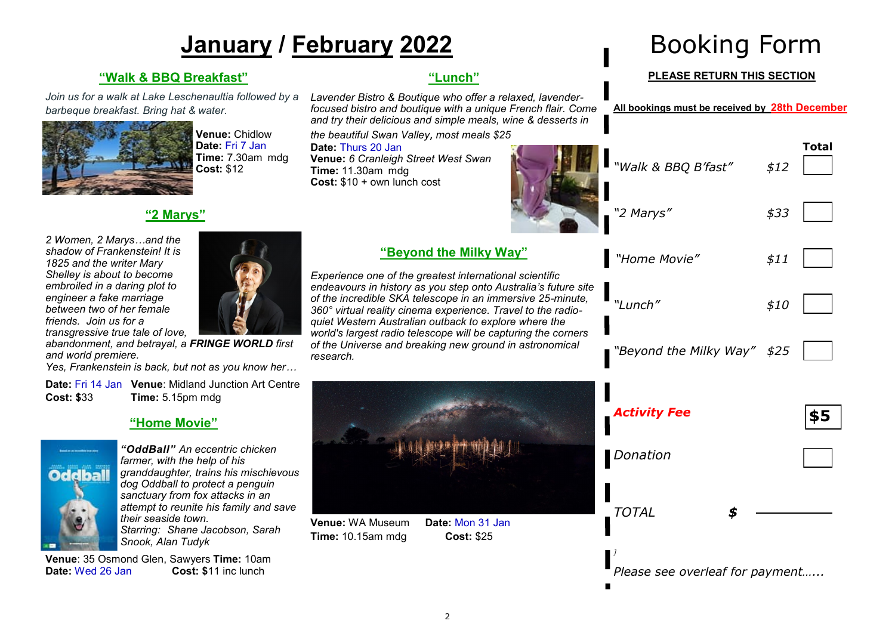# January / February 2022

## "Walk & BBQ Breakfast"

*Join us for a walk at Lake Leschenaultia followed by a barbeque breakfast. Bring hat & water.*

**Venue:** Chidlow
**Date:** Fri 7 Jan
**Time:** 7.30am mdg
**Cost:** $12

## "2 Marys"

*2 Women, 2 Marys…and the shadow of Frankenstein! It is 1825 and the writer Mary Shelley is about to become embroiled in a daring plot to engineer a fake marriage between two of her female friends. Join us for a transgressive true tale of love, abandonment, and betrayal, a **FRINGE WORLD** first and world premiere.*
*Yes, Frankenstein is back, but not as you know her…*

**Date:** Fri 14 Jan **Venue**: Midland Junction Art Centre
**Cost:** $33 **Time:** 5.15pm mdg

## "Home Movie"

***"OddBall"*** *An eccentric chicken farmer, with the help of his granddaughter, trains his mischievous dog Oddball to protect a penguin sanctuary from fox attacks in an attempt to reunite his family and save their seaside town.*
*Starring: Shane Jacobson, Sarah Snook, Alan Tudyk*

**Venue**: 35 Osmond Glen, Sawyers **Time:** 10am
**Date:** Wed 26 Jan **Cost:** $11 inc lunch

## "Lunch"

*Lavender Bistro & Boutique who offer a relaxed, lavender-focused bistro and boutique with a unique French flair. Come and try their delicious and simple meals, wine & desserts in the beautiful Swan Valley, most meals $25*

**Date:** Thurs 20 Jan
**Venue:** *6 Cranleigh Street West Swan*
**Time:** 11.30am mdg
**Cost:** $10 + own lunch cost

## "Beyond the Milky Way"

*Experience one of the greatest international scientific endeavours in history as you step onto Australia's future site of the incredible SKA telescope in an immersive 25-minute, 360° virtual reality cinema experience. Travel to the radio-quiet Western Australian outback to explore where the world's largest radio telescope will be capturing the corners of the Universe and breaking new ground in astronomical research.*

**Venue:** WA Museum **Date:** Mon 31 Jan
**Time:** 10.15am mdg **Cost:** $25

# Booking Form

**PLEASE RETURN THIS SECTION**

**All bookings must be received by 28th December**

| | | Total |
|---|---|---|
| *"Walk & BBQ B'fast"* | *$12* | |
| *"2 Marys"* | *$33* | |
| *"Home Movie"* | *$11* | |
| *"Lunch"* | *$10* | |
| *"Beyond the Milky Way"* | *$25* | |
| ***Activity Fee*** | | **$5** |
| *Donation* | | |
| *TOTAL* | ***$*** | |

*Please see overleaf for payment……*